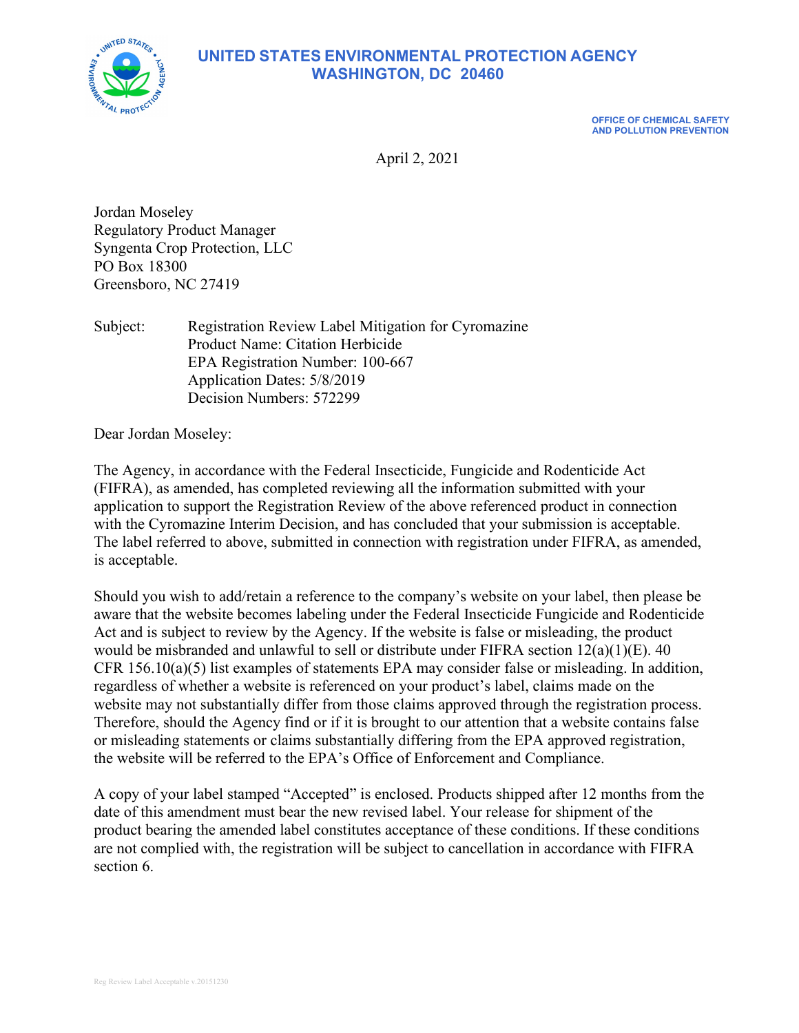# UNITED STATES ENVIRONMENTAL PROTECTION AGENCY
## WASHINGTON, DC 20460

**OFFICE OF CHEMICAL SAFETY AND POLLUTION PREVENTION**

April 2, 2021

Jordan Moseley
Regulatory Product Manager
Syngenta Crop Protection, LLC
PO Box 18300
Greensboro, NC 27419

Subject: Registration Review Label Mitigation for Cyromazine
Product Name: Citation Herbicide
EPA Registration Number: 100-667
Application Dates: 5/8/2019
Decision Numbers: 572299

Dear Jordan Moseley:

The Agency, in accordance with the Federal Insecticide, Fungicide and Rodenticide Act (FIFRA), as amended, has completed reviewing all the information submitted with your application to support the Registration Review of the above referenced product in connection with the Cyromazine Interim Decision, and has concluded that your submission is acceptable. The label referred to above, submitted in connection with registration under FIFRA, as amended, is acceptable.

Should you wish to add/retain a reference to the company's website on your label, then please be aware that the website becomes labeling under the Federal Insecticide Fungicide and Rodenticide Act and is subject to review by the Agency. If the website is false or misleading, the product would be misbranded and unlawful to sell or distribute under FIFRA section 12(a)(1)(E). 40 CFR 156.10(a)(5) list examples of statements EPA may consider false or misleading. In addition, regardless of whether a website is referenced on your product's label, claims made on the website may not substantially differ from those claims approved through the registration process. Therefore, should the Agency find or if it is brought to our attention that a website contains false or misleading statements or claims substantially differing from the EPA approved registration, the website will be referred to the EPA's Office of Enforcement and Compliance.

A copy of your label stamped "Accepted" is enclosed. Products shipped after 12 months from the date of this amendment must bear the new revised label. Your release for shipment of the product bearing the amended label constitutes acceptance of these conditions. If these conditions are not complied with, the registration will be subject to cancellation in accordance with FIFRA section 6.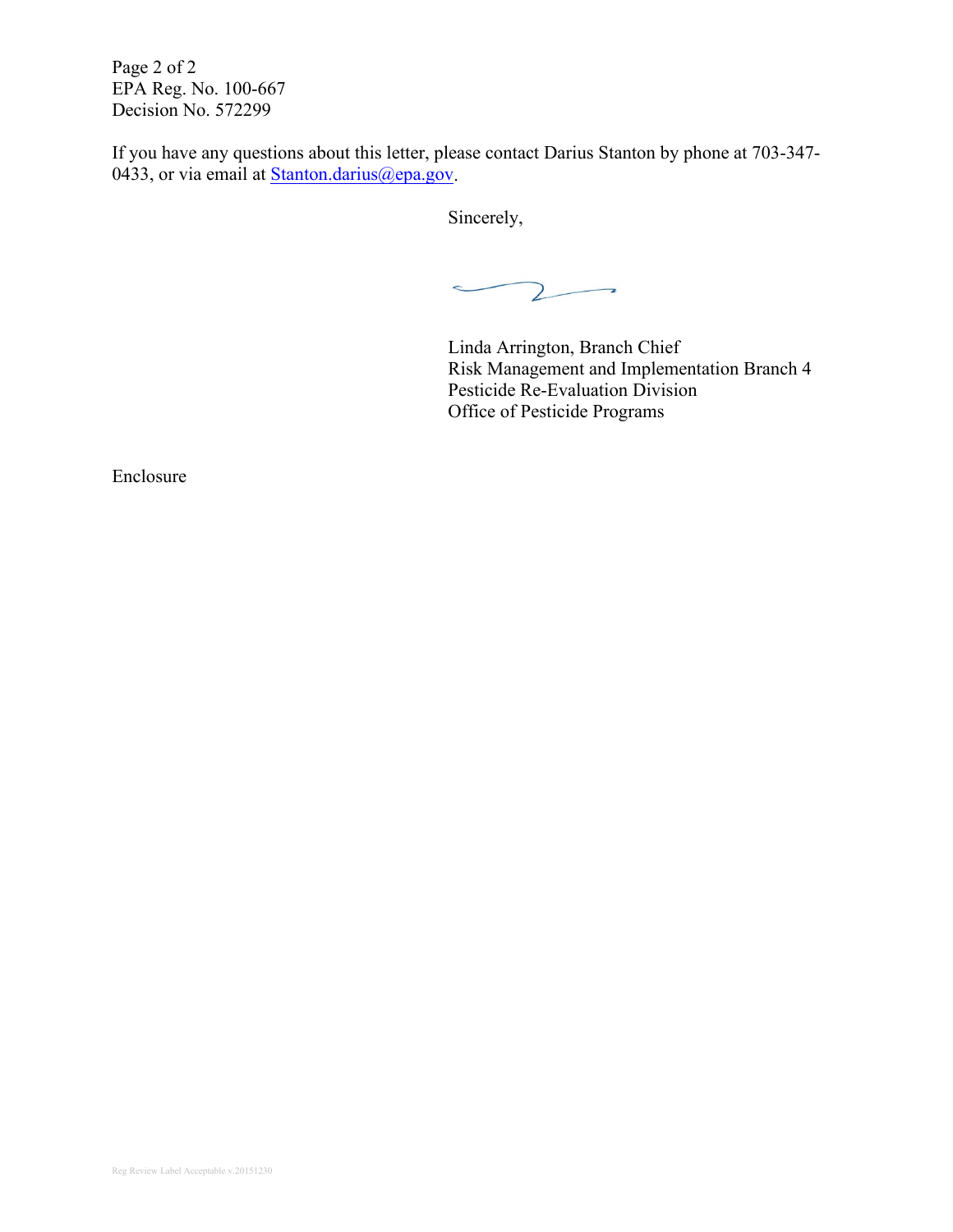EPA Reg. No. 100-667
Decision No. 572299

If you have any questions about this letter, please contact Darius Stanton by phone at 703-347-0433, or via email at Stanton.darius@epa.gov.

Sincerely,

Linda Arrington, Branch Chief
Risk Management and Implementation Branch 4
Pesticide Re-Evaluation Division
Office of Pesticide Programs

Enclosure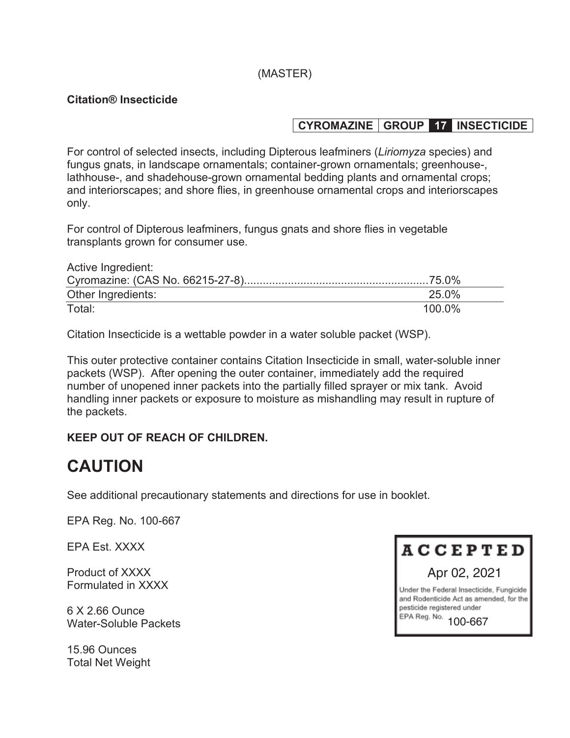(MASTER)

**Citation® Insecticide**

| CYROMAZINE | GROUP | 17 | INSECTICIDE |
|---|---|---|---|

For control of selected insects, including Dipterous leafminers (*Liriomyza* species) and fungus gnats, in landscape ornamentals; container-grown ornamentals; greenhouse-, lathhouse-, and shadehouse-grown ornamental bedding plants and ornamental crops; and interiorscapes; and shore flies, in greenhouse ornamental crops and interiorscapes only.

For control of Dipterous leafminers, fungus gnats and shore flies in vegetable transplants grown for consumer use.

| Active Ingredient: | |
|---|---|
| Cyromazine: (CAS No. 66215-27-8) | 75.0% |
| Other Ingredients: | 25.0% |
| Total: | 100.0% |

Citation Insecticide is a wettable powder in a water soluble packet (WSP).

This outer protective container contains Citation Insecticide in small, water-soluble inner packets (WSP). After opening the outer container, immediately add the required number of unopened inner packets into the partially filled sprayer or mix tank. Avoid handling inner packets or exposure to moisture as mishandling may result in rupture of the packets.

**KEEP OUT OF REACH OF CHILDREN.**

# CAUTION

See additional precautionary statements and directions for use in booklet.

EPA Reg. No. 100-667

EPA Est. XXXX

Product of XXXX
Formulated in XXXX

6 X 2.66 Ounce
Water-Soluble Packets

15.96 Ounces
Total Net Weight

**ACCEPTED**
Apr 02, 2021
Under the Federal Insecticide, Fungicide and Rodenticide Act as amended, for the pesticide registered under EPA Reg. No. 100-667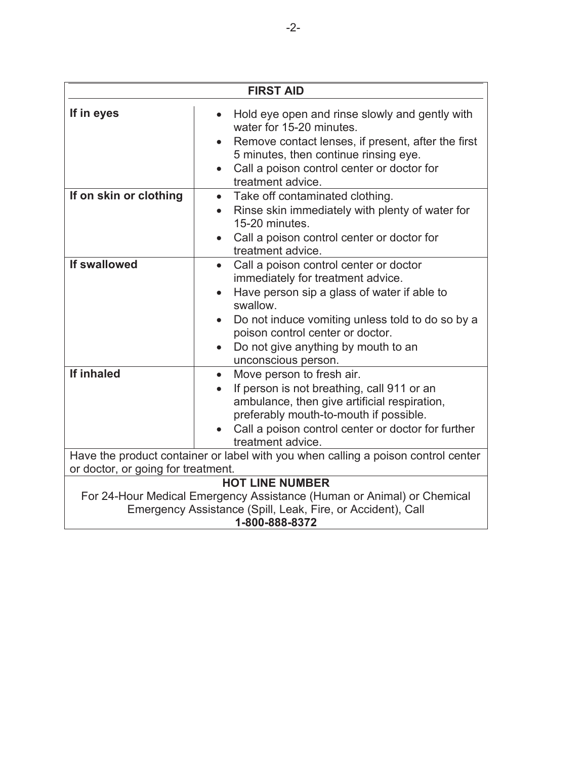| FIRST AID | |
|---|---|
| **If in eyes** | • Hold eye open and rinse slowly and gently with water for 15-20 minutes.<br>• Remove contact lenses, if present, after the first 5 minutes, then continue rinsing eye.<br>• Call a poison control center or doctor for treatment advice. |
| **If on skin or clothing** | • Take off contaminated clothing.<br>• Rinse skin immediately with plenty of water for 15-20 minutes.<br>• Call a poison control center or doctor for treatment advice. |
| **If swallowed** | • Call a poison control center or doctor immediately for treatment advice.<br>• Have person sip a glass of water if able to swallow.<br>• Do not induce vomiting unless told to do so by a poison control center or doctor.<br>• Do not give anything by mouth to an unconscious person. |
| **If inhaled** | • Move person to fresh air.<br>• If person is not breathing, call 911 or an ambulance, then give artificial respiration, preferably mouth-to-mouth if possible.<br>• Call a poison control center or doctor for further treatment advice. |
| Have the product container or label with you when calling a poison control center or doctor, or going for treatment. | |
| **HOT LINE NUMBER**<br>For 24-Hour Medical Emergency Assistance (Human or Animal) or Chemical Emergency Assistance (Spill, Leak, Fire, or Accident), Call<br>**1-800-888-8372** | |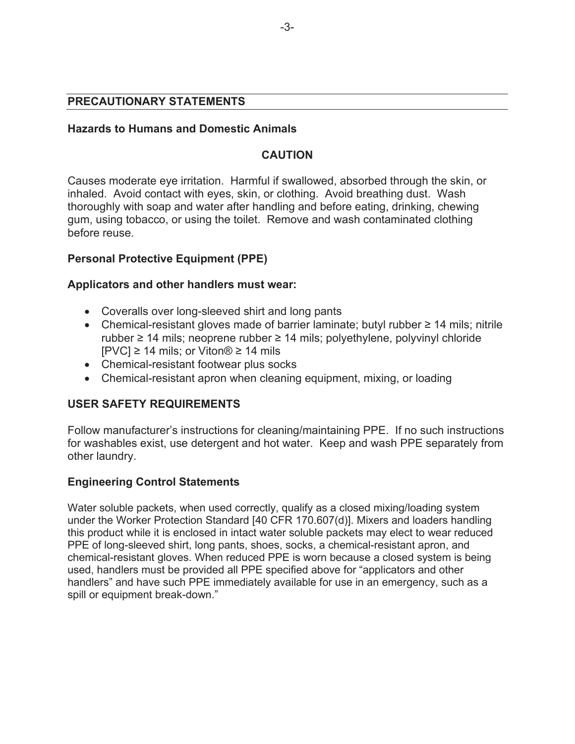## PRECAUTIONARY STATEMENTS

### Hazards to Humans and Domestic Animals

**CAUTION**

Causes moderate eye irritation. Harmful if swallowed, absorbed through the skin, or inhaled. Avoid contact with eyes, skin, or clothing. Avoid breathing dust. Wash thoroughly with soap and water after handling and before eating, drinking, chewing gum, using tobacco, or using the toilet. Remove and wash contaminated clothing before reuse.

### Personal Protective Equipment (PPE)

**Applicators and other handlers must wear:**

- Coveralls over long-sleeved shirt and long pants
- Chemical-resistant gloves made of barrier laminate; butyl rubber ≥ 14 mils; nitrile rubber ≥ 14 mils; neoprene rubber ≥ 14 mils; polyethylene, polyvinyl chloride [PVC] ≥ 14 mils; or Viton® ≥ 14 mils
- Chemical-resistant footwear plus socks
- Chemical-resistant apron when cleaning equipment, mixing, or loading

## USER SAFETY REQUIREMENTS

Follow manufacturer's instructions for cleaning/maintaining PPE. If no such instructions for washables exist, use detergent and hot water. Keep and wash PPE separately from other laundry.

### Engineering Control Statements

Water soluble packets, when used correctly, qualify as a closed mixing/loading system under the Worker Protection Standard [40 CFR 170.607(d)]. Mixers and loaders handling this product while it is enclosed in intact water soluble packets may elect to wear reduced PPE of long-sleeved shirt, long pants, shoes, socks, a chemical-resistant apron, and chemical-resistant gloves. When reduced PPE is worn because a closed system is being used, handlers must be provided all PPE specified above for "applicators and other handlers" and have such PPE immediately available for use in an emergency, such as a spill or equipment break-down."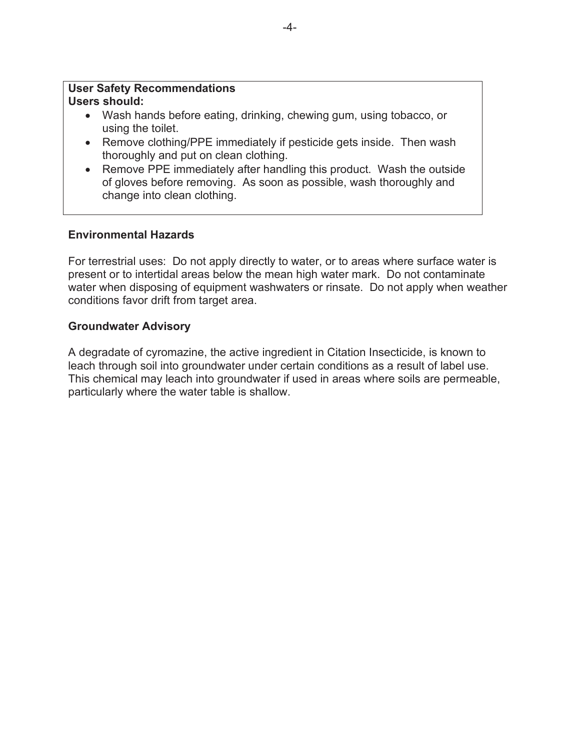**User Safety Recommendations**
**Users should:**

- Wash hands before eating, drinking, chewing gum, using tobacco, or using the toilet.
- Remove clothing/PPE immediately if pesticide gets inside. Then wash thoroughly and put on clean clothing.
- Remove PPE immediately after handling this product. Wash the outside of gloves before removing. As soon as possible, wash thoroughly and change into clean clothing.

**Environmental Hazards**

For terrestrial uses: Do not apply directly to water, or to areas where surface water is present or to intertidal areas below the mean high water mark. Do not contaminate water when disposing of equipment washwaters or rinsate. Do not apply when weather conditions favor drift from target area.

**Groundwater Advisory**

A degradate of cyromazine, the active ingredient in Citation Insecticide, is known to leach through soil into groundwater under certain conditions as a result of label use. This chemical may leach into groundwater if used in areas where soils are permeable, particularly where the water table is shallow.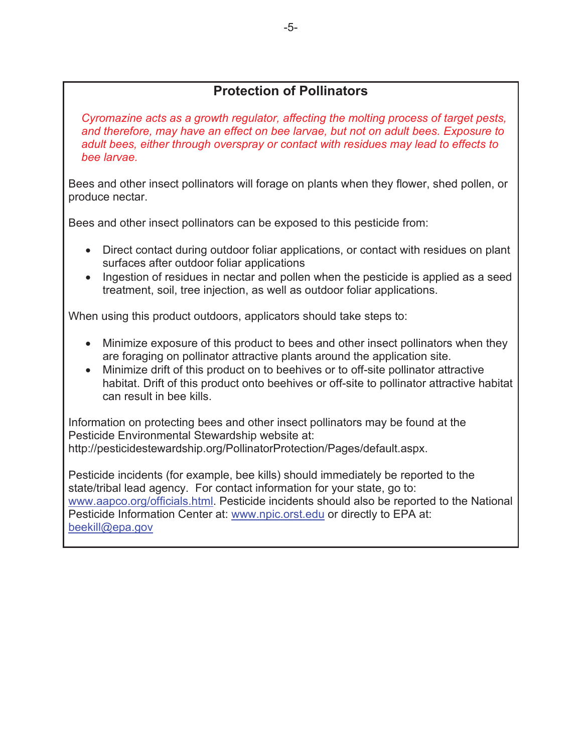## Protection of Pollinators

*Cyromazine acts as a growth regulator, affecting the molting process of target pests, and therefore, may have an effect on bee larvae, but not on adult bees. Exposure to adult bees, either through overspray or contact with residues may lead to effects to bee larvae.*

Bees and other insect pollinators will forage on plants when they flower, shed pollen, or produce nectar.

Bees and other insect pollinators can be exposed to this pesticide from:

- Direct contact during outdoor foliar applications, or contact with residues on plant surfaces after outdoor foliar applications
- Ingestion of residues in nectar and pollen when the pesticide is applied as a seed treatment, soil, tree injection, as well as outdoor foliar applications.

When using this product outdoors, applicators should take steps to:

- Minimize exposure of this product to bees and other insect pollinators when they are foraging on pollinator attractive plants around the application site.
- Minimize drift of this product on to beehives or to off-site pollinator attractive habitat. Drift of this product onto beehives or off-site to pollinator attractive habitat can result in bee kills.

Information on protecting bees and other insect pollinators may be found at the Pesticide Environmental Stewardship website at: http://pesticidestewardship.org/PollinatorProtection/Pages/default.aspx.

Pesticide incidents (for example, bee kills) should immediately be reported to the state/tribal lead agency. For contact information for your state, go to: www.aapco.org/officials.html. Pesticide incidents should also be reported to the National Pesticide Information Center at: www.npic.orst.edu or directly to EPA at: beekill@epa.gov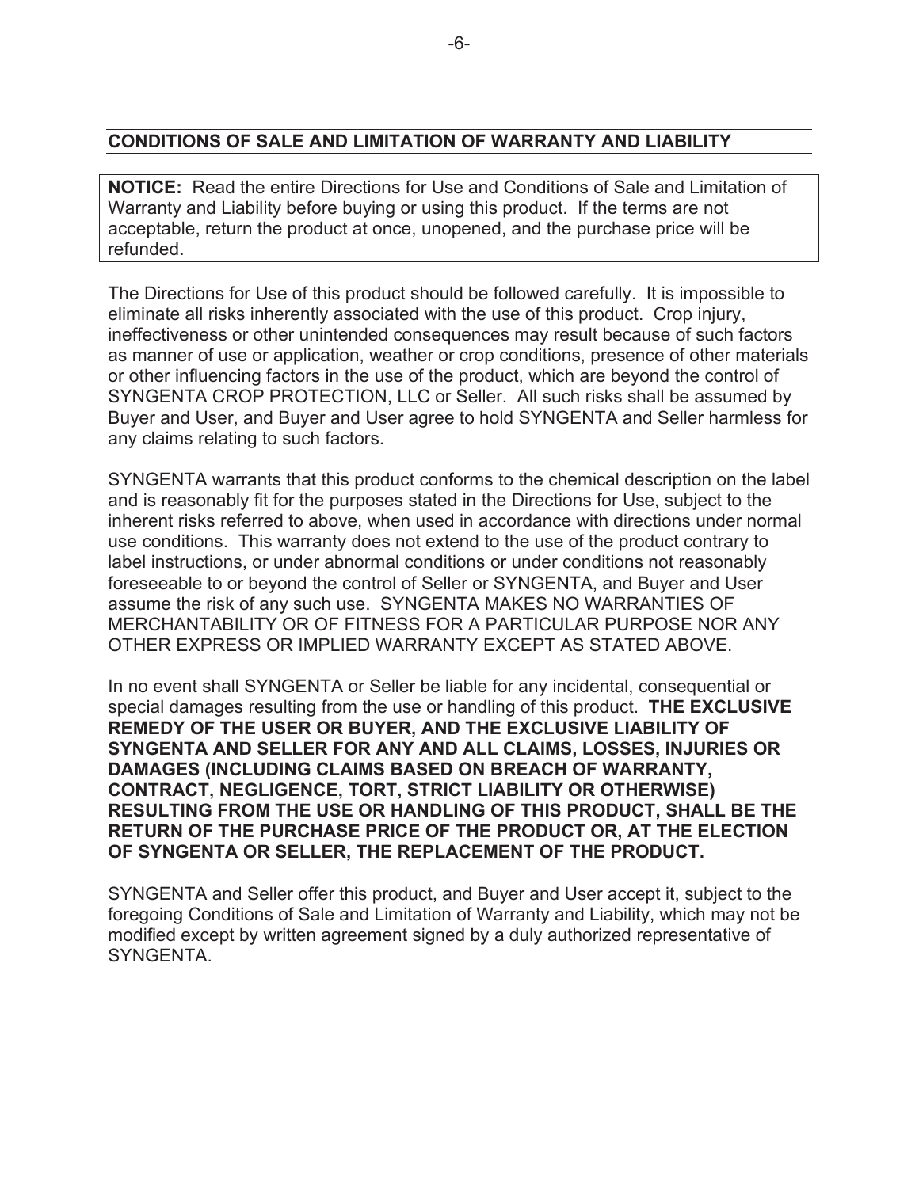## CONDITIONS OF SALE AND LIMITATION OF WARRANTY AND LIABILITY

**NOTICE:** Read the entire Directions for Use and Conditions of Sale and Limitation of Warranty and Liability before buying or using this product. If the terms are not acceptable, return the product at once, unopened, and the purchase price will be refunded.

The Directions for Use of this product should be followed carefully. It is impossible to eliminate all risks inherently associated with the use of this product. Crop injury, ineffectiveness or other unintended consequences may result because of such factors as manner of use or application, weather or crop conditions, presence of other materials or other influencing factors in the use of the product, which are beyond the control of SYNGENTA CROP PROTECTION, LLC or Seller. All such risks shall be assumed by Buyer and User, and Buyer and User agree to hold SYNGENTA and Seller harmless for any claims relating to such factors.

SYNGENTA warrants that this product conforms to the chemical description on the label and is reasonably fit for the purposes stated in the Directions for Use, subject to the inherent risks referred to above, when used in accordance with directions under normal use conditions. This warranty does not extend to the use of the product contrary to label instructions, or under abnormal conditions or under conditions not reasonably foreseeable to or beyond the control of Seller or SYNGENTA, and Buyer and User assume the risk of any such use. SYNGENTA MAKES NO WARRANTIES OF MERCHANTABILITY OR OF FITNESS FOR A PARTICULAR PURPOSE NOR ANY OTHER EXPRESS OR IMPLIED WARRANTY EXCEPT AS STATED ABOVE.

In no event shall SYNGENTA or Seller be liable for any incidental, consequential or special damages resulting from the use or handling of this product. **THE EXCLUSIVE REMEDY OF THE USER OR BUYER, AND THE EXCLUSIVE LIABILITY OF SYNGENTA AND SELLER FOR ANY AND ALL CLAIMS, LOSSES, INJURIES OR DAMAGES (INCLUDING CLAIMS BASED ON BREACH OF WARRANTY, CONTRACT, NEGLIGENCE, TORT, STRICT LIABILITY OR OTHERWISE) RESULTING FROM THE USE OR HANDLING OF THIS PRODUCT, SHALL BE THE RETURN OF THE PURCHASE PRICE OF THE PRODUCT OR, AT THE ELECTION OF SYNGENTA OR SELLER, THE REPLACEMENT OF THE PRODUCT.**

SYNGENTA and Seller offer this product, and Buyer and User accept it, subject to the foregoing Conditions of Sale and Limitation of Warranty and Liability, which may not be modified except by written agreement signed by a duly authorized representative of SYNGENTA.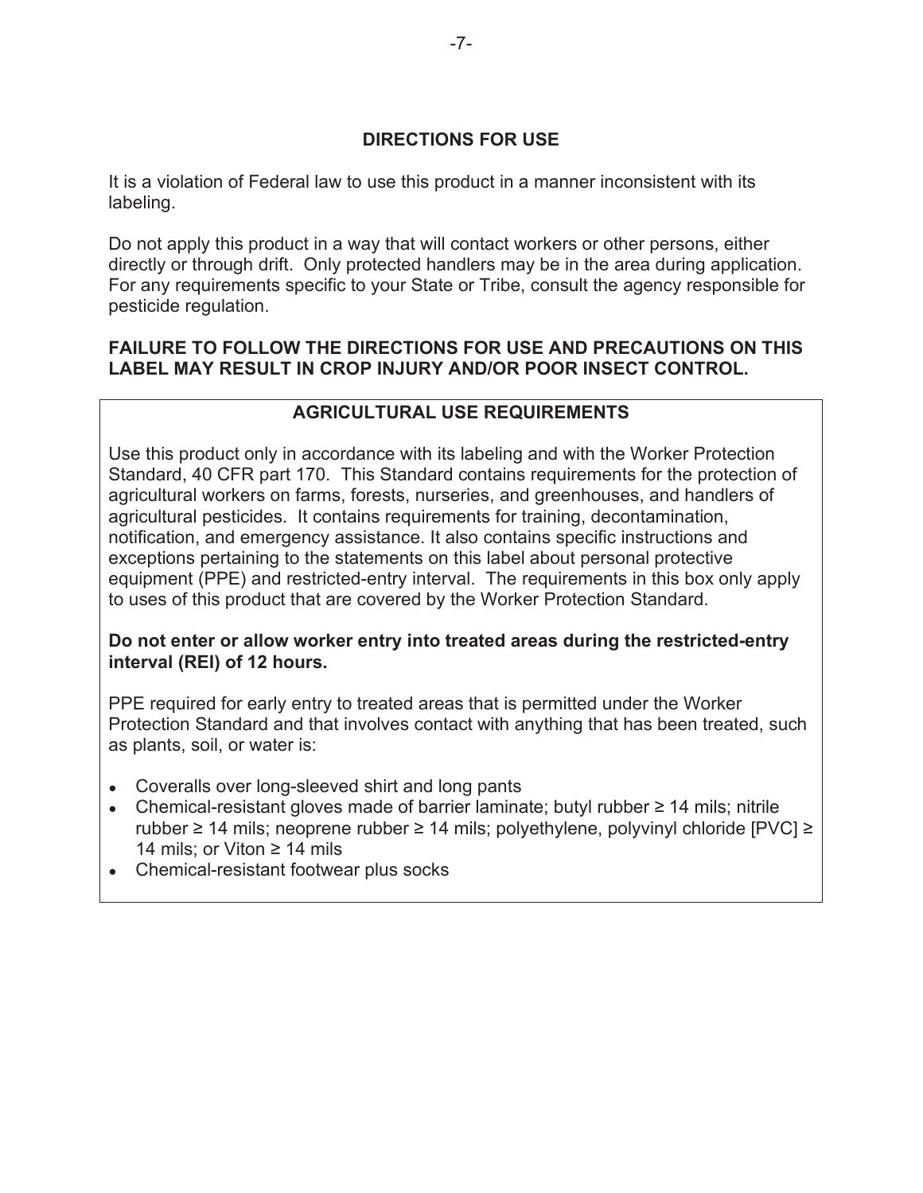## DIRECTIONS FOR USE

It is a violation of Federal law to use this product in a manner inconsistent with its labeling.

Do not apply this product in a way that will contact workers or other persons, either directly or through drift. Only protected handlers may be in the area during application. For any requirements specific to your State or Tribe, consult the agency responsible for pesticide regulation.

**FAILURE TO FOLLOW THE DIRECTIONS FOR USE AND PRECAUTIONS ON THIS LABEL MAY RESULT IN CROP INJURY AND/OR POOR INSECT CONTROL.**

### AGRICULTURAL USE REQUIREMENTS

Use this product only in accordance with its labeling and with the Worker Protection Standard, 40 CFR part 170. This Standard contains requirements for the protection of agricultural workers on farms, forests, nurseries, and greenhouses, and handlers of agricultural pesticides. It contains requirements for training, decontamination, notification, and emergency assistance. It also contains specific instructions and exceptions pertaining to the statements on this label about personal protective equipment (PPE) and restricted-entry interval. The requirements in this box only apply to uses of this product that are covered by the Worker Protection Standard.

**Do not enter or allow worker entry into treated areas during the restricted-entry interval (REI) of 12 hours.**

PPE required for early entry to treated areas that is permitted under the Worker Protection Standard and that involves contact with anything that has been treated, such as plants, soil, or water is:

- Coveralls over long-sleeved shirt and long pants
- Chemical-resistant gloves made of barrier laminate; butyl rubber ≥ 14 mils; nitrile rubber ≥ 14 mils; neoprene rubber ≥ 14 mils; polyethylene, polyvinyl chloride [PVC] ≥ 14 mils; or Viton ≥ 14 mils
- Chemical-resistant footwear plus socks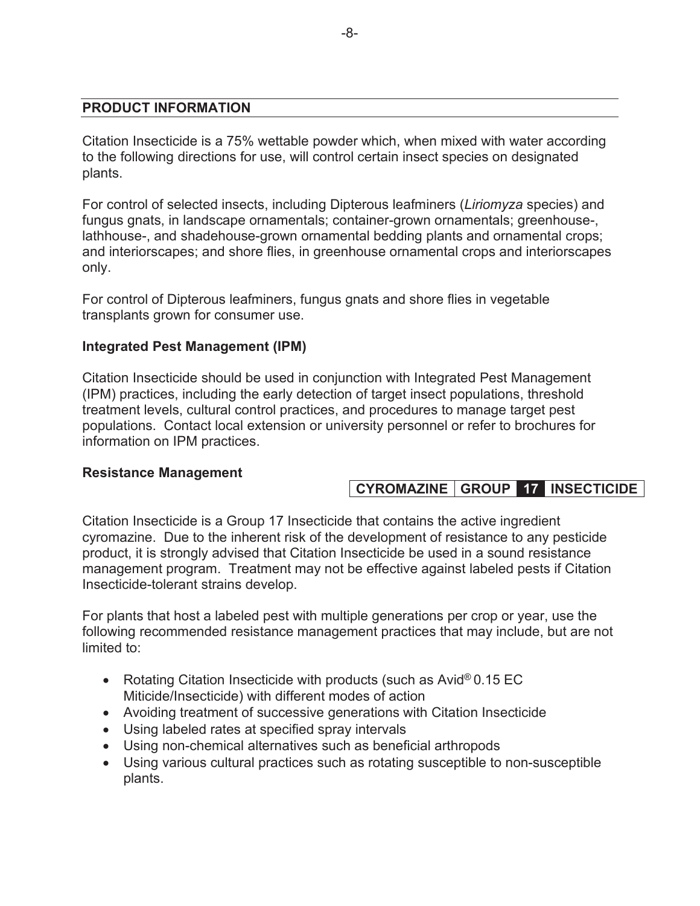## PRODUCT INFORMATION

Citation Insecticide is a 75% wettable powder which, when mixed with water according to the following directions for use, will control certain insect species on designated plants.

For control of selected insects, including Dipterous leafminers (*Liriomyza* species) and fungus gnats, in landscape ornamentals; container-grown ornamentals; greenhouse-, lathhouse-, and shadehouse-grown ornamental bedding plants and ornamental crops; and interiorscapes; and shore flies, in greenhouse ornamental crops and interiorscapes only.

For control of Dipterous leafminers, fungus gnats and shore flies in vegetable transplants grown for consumer use.

### Integrated Pest Management (IPM)

Citation Insecticide should be used in conjunction with Integrated Pest Management (IPM) practices, including the early detection of target insect populations, threshold treatment levels, cultural control practices, and procedures to manage target pest populations. Contact local extension or university personnel or refer to brochures for information on IPM practices.

### Resistance Management

| CYROMAZINE | GROUP | 17 | INSECTICIDE |
|---|---|---|---|

Citation Insecticide is a Group 17 Insecticide that contains the active ingredient cyromazine. Due to the inherent risk of the development of resistance to any pesticide product, it is strongly advised that Citation Insecticide be used in a sound resistance management program. Treatment may not be effective against labeled pests if Citation Insecticide-tolerant strains develop.

For plants that host a labeled pest with multiple generations per crop or year, use the following recommended resistance management practices that may include, but are not limited to:

- Rotating Citation Insecticide with products (such as Avid® 0.15 EC Miticide/Insecticide) with different modes of action
- Avoiding treatment of successive generations with Citation Insecticide
- Using labeled rates at specified spray intervals
- Using non-chemical alternatives such as beneficial arthropods
- Using various cultural practices such as rotating susceptible to non-susceptible plants.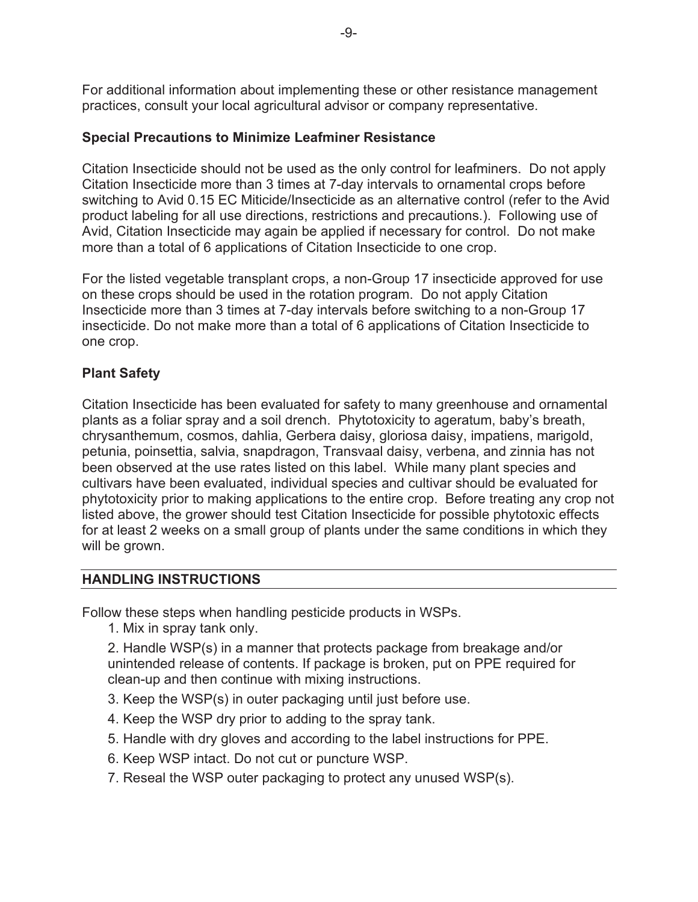For additional information about implementing these or other resistance management practices, consult your local agricultural advisor or company representative.

**Special Precautions to Minimize Leafminer Resistance**

Citation Insecticide should not be used as the only control for leafminers. Do not apply Citation Insecticide more than 3 times at 7-day intervals to ornamental crops before switching to Avid 0.15 EC Miticide/Insecticide as an alternative control (refer to the Avid product labeling for all use directions, restrictions and precautions.). Following use of Avid, Citation Insecticide may again be applied if necessary for control. Do not make more than a total of 6 applications of Citation Insecticide to one crop.

For the listed vegetable transplant crops, a non-Group 17 insecticide approved for use on these crops should be used in the rotation program. Do not apply Citation Insecticide more than 3 times at 7-day intervals before switching to a non-Group 17 insecticide. Do not make more than a total of 6 applications of Citation Insecticide to one crop.

**Plant Safety**

Citation Insecticide has been evaluated for safety to many greenhouse and ornamental plants as a foliar spray and a soil drench. Phytotoxicity to ageratum, baby's breath, chrysanthemum, cosmos, dahlia, Gerbera daisy, gloriosa daisy, impatiens, marigold, petunia, poinsettia, salvia, snapdragon, Transvaal daisy, verbena, and zinnia has not been observed at the use rates listed on this label. While many plant species and cultivars have been evaluated, individual species and cultivar should be evaluated for phytotoxicity prior to making applications to the entire crop. Before treating any crop not listed above, the grower should test Citation Insecticide for possible phytotoxic effects for at least 2 weeks on a small group of plants under the same conditions in which they will be grown.

## HANDLING INSTRUCTIONS

Follow these steps when handling pesticide products in WSPs.

1. Mix in spray tank only.
2. Handle WSP(s) in a manner that protects package from breakage and/or unintended release of contents. If package is broken, put on PPE required for clean-up and then continue with mixing instructions.
3. Keep the WSP(s) in outer packaging until just before use.
4. Keep the WSP dry prior to adding to the spray tank.
5. Handle with dry gloves and according to the label instructions for PPE.
6. Keep WSP intact. Do not cut or puncture WSP.
7. Reseal the WSP outer packaging to protect any unused WSP(s).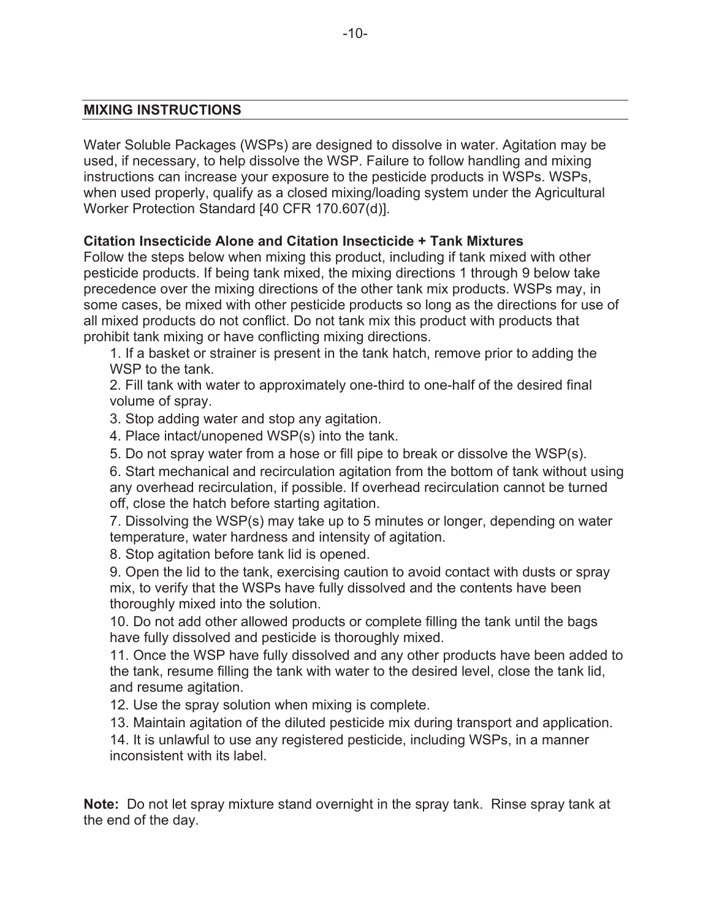## MIXING INSTRUCTIONS

Water Soluble Packages (WSPs) are designed to dissolve in water. Agitation may be used, if necessary, to help dissolve the WSP. Failure to follow handling and mixing instructions can increase your exposure to the pesticide products in WSPs. WSPs, when used properly, qualify as a closed mixing/loading system under the Agricultural Worker Protection Standard [40 CFR 170.607(d)].

**Citation Insecticide Alone and Citation Insecticide + Tank Mixtures**

Follow the steps below when mixing this product, including if tank mixed with other pesticide products. If being tank mixed, the mixing directions 1 through 9 below take precedence over the mixing directions of the other tank mix products. WSPs may, in some cases, be mixed with other pesticide products so long as the directions for use of all mixed products do not conflict. Do not tank mix this product with products that prohibit tank mixing or have conflicting mixing directions.

1. If a basket or strainer is present in the tank hatch, remove prior to adding the WSP to the tank.
2. Fill tank with water to approximately one-third to one-half of the desired final volume of spray.
3. Stop adding water and stop any agitation.
4. Place intact/unopened WSP(s) into the tank.
5. Do not spray water from a hose or fill pipe to break or dissolve the WSP(s).
6. Start mechanical and recirculation agitation from the bottom of tank without using any overhead recirculation, if possible. If overhead recirculation cannot be turned off, close the hatch before starting agitation.
7. Dissolving the WSP(s) may take up to 5 minutes or longer, depending on water temperature, water hardness and intensity of agitation.
8. Stop agitation before tank lid is opened.
9. Open the lid to the tank, exercising caution to avoid contact with dusts or spray mix, to verify that the WSPs have fully dissolved and the contents have been thoroughly mixed into the solution.
10. Do not add other allowed products or complete filling the tank until the bags have fully dissolved and pesticide is thoroughly mixed.
11. Once the WSP have fully dissolved and any other products have been added to the tank, resume filling the tank with water to the desired level, close the tank lid, and resume agitation.
12. Use the spray solution when mixing is complete.
13. Maintain agitation of the diluted pesticide mix during transport and application.
14. It is unlawful to use any registered pesticide, including WSPs, in a manner inconsistent with its label.

**Note:** Do not let spray mixture stand overnight in the spray tank. Rinse spray tank at the end of the day.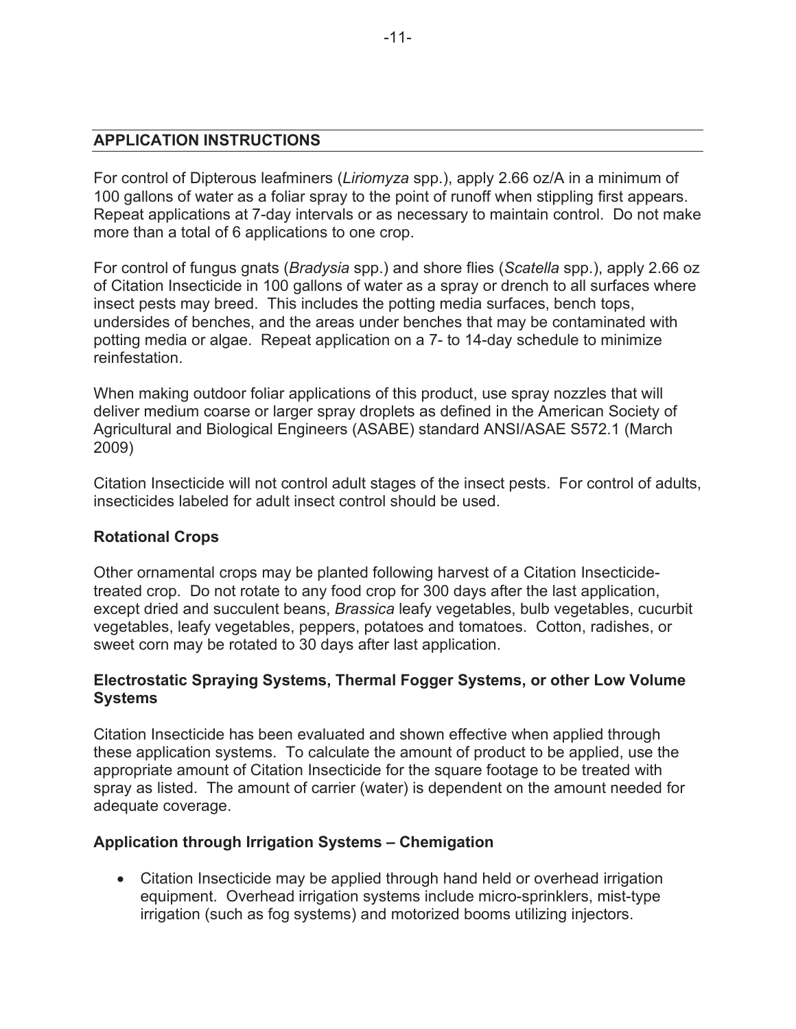## APPLICATION INSTRUCTIONS

For control of Dipterous leafminers (*Liriomyza* spp.), apply 2.66 oz/A in a minimum of 100 gallons of water as a foliar spray to the point of runoff when stippling first appears. Repeat applications at 7-day intervals or as necessary to maintain control. Do not make more than a total of 6 applications to one crop.

For control of fungus gnats (*Bradysia* spp.) and shore flies (*Scatella* spp.), apply 2.66 oz of Citation Insecticide in 100 gallons of water as a spray or drench to all surfaces where insect pests may breed. This includes the potting media surfaces, bench tops, undersides of benches, and the areas under benches that may be contaminated with potting media or algae. Repeat application on a 7- to 14-day schedule to minimize reinfestation.

When making outdoor foliar applications of this product, use spray nozzles that will deliver medium coarse or larger spray droplets as defined in the American Society of Agricultural and Biological Engineers (ASABE) standard ANSI/ASAE S572.1 (March 2009)

Citation Insecticide will not control adult stages of the insect pests. For control of adults, insecticides labeled for adult insect control should be used.

### Rotational Crops

Other ornamental crops may be planted following harvest of a Citation Insecticide-treated crop. Do not rotate to any food crop for 300 days after the last application, except dried and succulent beans, *Brassica* leafy vegetables, bulb vegetables, cucurbit vegetables, leafy vegetables, peppers, potatoes and tomatoes. Cotton, radishes, or sweet corn may be rotated to 30 days after last application.

### Electrostatic Spraying Systems, Thermal Fogger Systems, or other Low Volume Systems

Citation Insecticide has been evaluated and shown effective when applied through these application systems. To calculate the amount of product to be applied, use the appropriate amount of Citation Insecticide for the square footage to be treated with spray as listed. The amount of carrier (water) is dependent on the amount needed for adequate coverage.

### Application through Irrigation Systems – Chemigation

- Citation Insecticide may be applied through hand held or overhead irrigation equipment. Overhead irrigation systems include micro-sprinklers, mist-type irrigation (such as fog systems) and motorized booms utilizing injectors.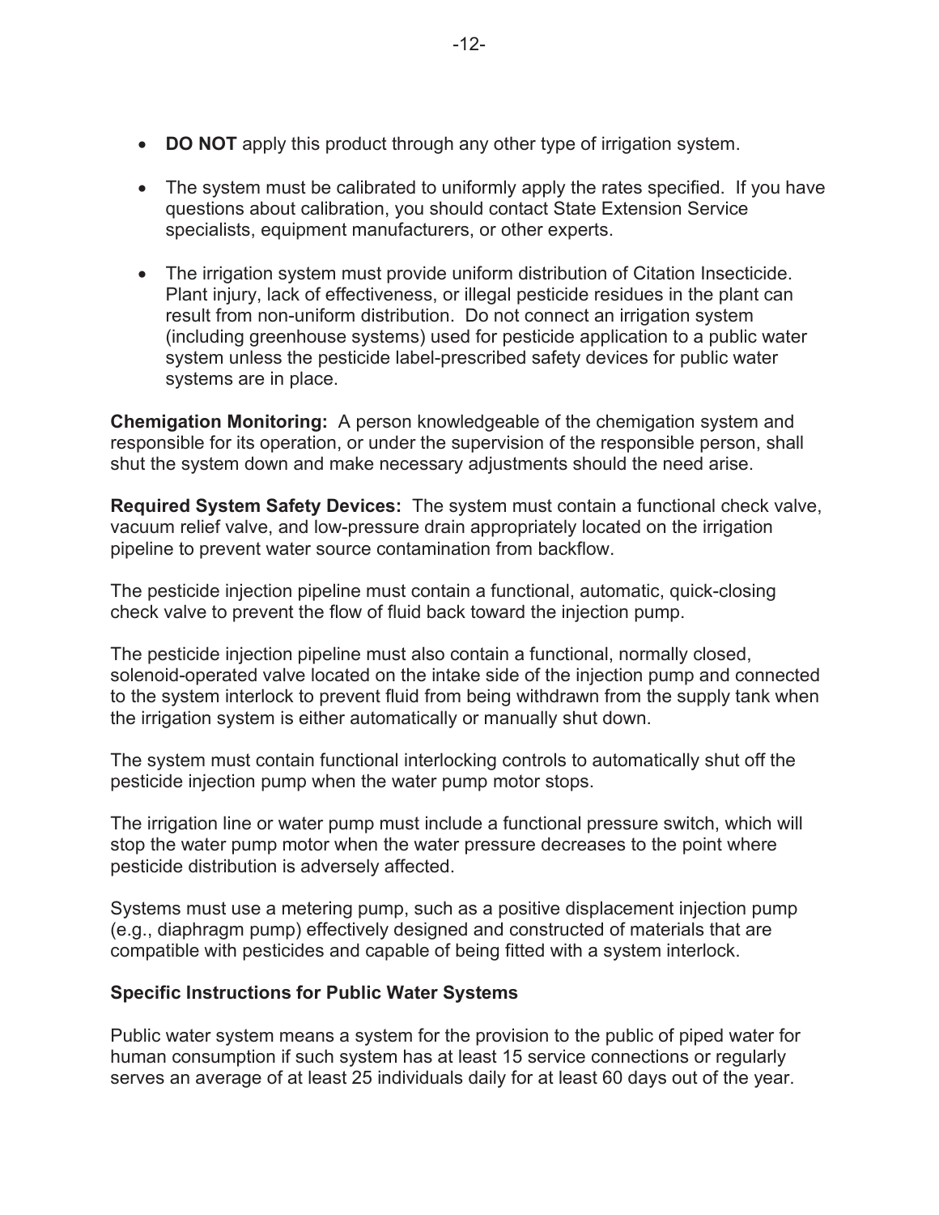- **DO NOT** apply this product through any other type of irrigation system.

- The system must be calibrated to uniformly apply the rates specified. If you have questions about calibration, you should contact State Extension Service specialists, equipment manufacturers, or other experts.

- The irrigation system must provide uniform distribution of Citation Insecticide. Plant injury, lack of effectiveness, or illegal pesticide residues in the plant can result from non-uniform distribution. Do not connect an irrigation system (including greenhouse systems) used for pesticide application to a public water system unless the pesticide label-prescribed safety devices for public water systems are in place.

**Chemigation Monitoring:** A person knowledgeable of the chemigation system and responsible for its operation, or under the supervision of the responsible person, shall shut the system down and make necessary adjustments should the need arise.

**Required System Safety Devices:** The system must contain a functional check valve, vacuum relief valve, and low-pressure drain appropriately located on the irrigation pipeline to prevent water source contamination from backflow.

The pesticide injection pipeline must contain a functional, automatic, quick-closing check valve to prevent the flow of fluid back toward the injection pump.

The pesticide injection pipeline must also contain a functional, normally closed, solenoid-operated valve located on the intake side of the injection pump and connected to the system interlock to prevent fluid from being withdrawn from the supply tank when the irrigation system is either automatically or manually shut down.

The system must contain functional interlocking controls to automatically shut off the pesticide injection pump when the water pump motor stops.

The irrigation line or water pump must include a functional pressure switch, which will stop the water pump motor when the water pressure decreases to the point where pesticide distribution is adversely affected.

Systems must use a metering pump, such as a positive displacement injection pump (e.g., diaphragm pump) effectively designed and constructed of materials that are compatible with pesticides and capable of being fitted with a system interlock.

**Specific Instructions for Public Water Systems**

Public water system means a system for the provision to the public of piped water for human consumption if such system has at least 15 service connections or regularly serves an average of at least 25 individuals daily for at least 60 days out of the year.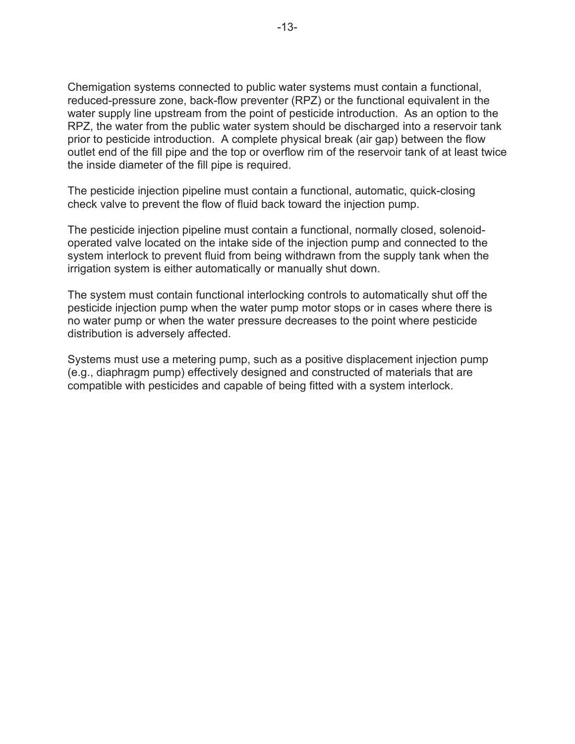Chemigation systems connected to public water systems must contain a functional, reduced-pressure zone, back-flow preventer (RPZ) or the functional equivalent in the water supply line upstream from the point of pesticide introduction. As an option to the RPZ, the water from the public water system should be discharged into a reservoir tank prior to pesticide introduction. A complete physical break (air gap) between the flow outlet end of the fill pipe and the top or overflow rim of the reservoir tank of at least twice the inside diameter of the fill pipe is required.

The pesticide injection pipeline must contain a functional, automatic, quick-closing check valve to prevent the flow of fluid back toward the injection pump.

The pesticide injection pipeline must contain a functional, normally closed, solenoid-operated valve located on the intake side of the injection pump and connected to the system interlock to prevent fluid from being withdrawn from the supply tank when the irrigation system is either automatically or manually shut down.

The system must contain functional interlocking controls to automatically shut off the pesticide injection pump when the water pump motor stops or in cases where there is no water pump or when the water pressure decreases to the point where pesticide distribution is adversely affected.

Systems must use a metering pump, such as a positive displacement injection pump (e.g., diaphragm pump) effectively designed and constructed of materials that are compatible with pesticides and capable of being fitted with a system interlock.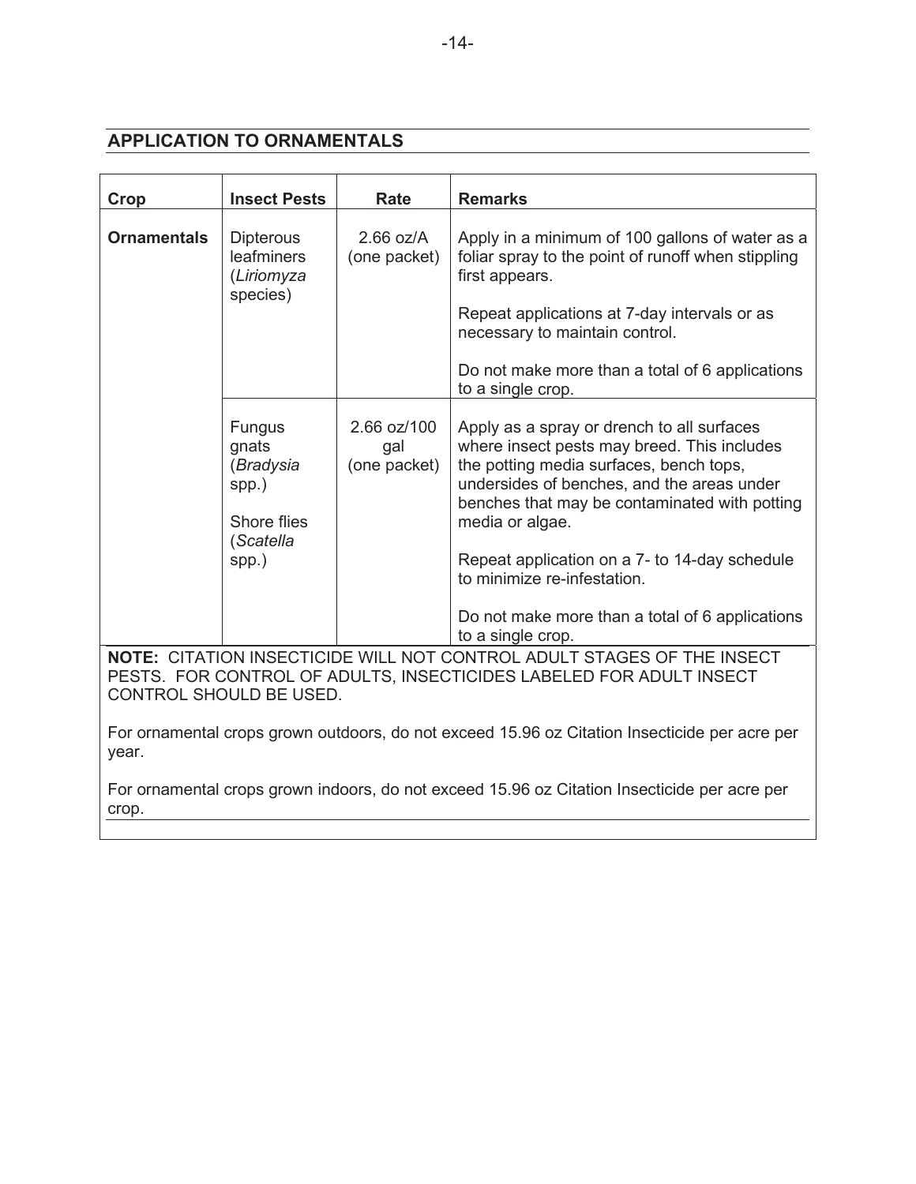## APPLICATION TO ORNAMENTALS

| Crop | Insect Pests | Rate | Remarks |
|---|---|---|---|
| **Ornamentals** | Dipterous leafminers (*Liriomyza* species) | 2.66 oz/A (one packet) | Apply in a minimum of 100 gallons of water as a foliar spray to the point of runoff when stippling first appears.<br><br>Repeat applications at 7-day intervals or as necessary to maintain control.<br><br>Do not make more than a total of 6 applications to a single crop. |
| | Fungus gnats (*Bradysia* spp.)<br><br>Shore flies (*Scatella* spp.) | 2.66 oz/100 gal (one packet) | Apply as a spray or drench to all surfaces where insect pests may breed. This includes the potting media surfaces, bench tops, undersides of benches, and the areas under benches that may be contaminated with potting media or algae.<br><br>Repeat application on a 7- to 14-day schedule to minimize re-infestation.<br><br>Do not make more than a total of 6 applications to a single crop. |

**NOTE:** CITATION INSECTICIDE WILL NOT CONTROL ADULT STAGES OF THE INSECT PESTS. FOR CONTROL OF ADULTS, INSECTICIDES LABELED FOR ADULT INSECT CONTROL SHOULD BE USED.

For ornamental crops grown outdoors, do not exceed 15.96 oz Citation Insecticide per acre per year.

For ornamental crops grown indoors, do not exceed 15.96 oz Citation Insecticide per acre per crop.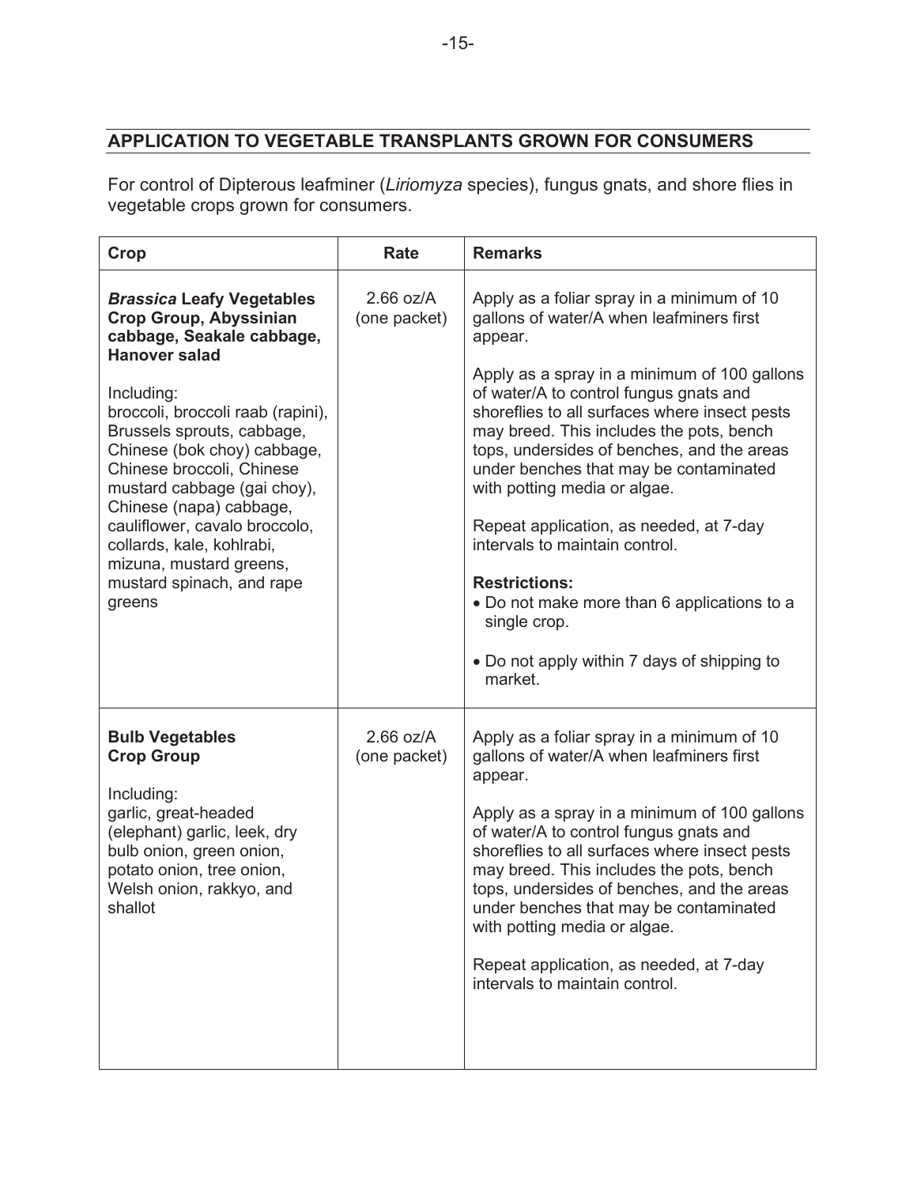## APPLICATION TO VEGETABLE TRANSPLANTS GROWN FOR CONSUMERS

For control of Dipterous leafminer (*Liriomyza* species), fungus gnats, and shore flies in vegetable crops grown for consumers.

| Crop | Rate | Remarks |
|---|---|---|
| ***Brassica* Leafy Vegetables Crop Group, Abyssinian cabbage, Seakale cabbage, Hanover salad**<br><br>Including:<br>broccoli, broccoli raab (rapini), Brussels sprouts, cabbage, Chinese (bok choy) cabbage, Chinese broccoli, Chinese mustard cabbage (gai choy), Chinese (napa) cabbage, cauliflower, cavalo broccolo, collards, kale, kohlrabi, mizuna, mustard greens, mustard spinach, and rape greens | 2.66 oz/A (one packet) | Apply as a foliar spray in a minimum of 10 gallons of water/A when leafminers first appear.<br><br>Apply as a spray in a minimum of 100 gallons of water/A to control fungus gnats and shoreflies to all surfaces where insect pests may breed. This includes the pots, bench tops, undersides of benches, and the areas under benches that may be contaminated with potting media or algae.<br><br>Repeat application, as needed, at 7-day intervals to maintain control.<br><br>**Restrictions:**<br>• Do not make more than 6 applications to a single crop.<br>• Do not apply within 7 days of shipping to market. |
| **Bulb Vegetables Crop Group**<br><br>Including:<br>garlic, great-headed (elephant) garlic, leek, dry bulb onion, green onion, potato onion, tree onion, Welsh onion, rakkyo, and shallot | 2.66 oz/A (one packet) | Apply as a foliar spray in a minimum of 10 gallons of water/A when leafminers first appear.<br><br>Apply as a spray in a minimum of 100 gallons of water/A to control fungus gnats and shoreflies to all surfaces where insect pests may breed. This includes the pots, bench tops, undersides of benches, and the areas under benches that may be contaminated with potting media or algae.<br><br>Repeat application, as needed, at 7-day intervals to maintain control. |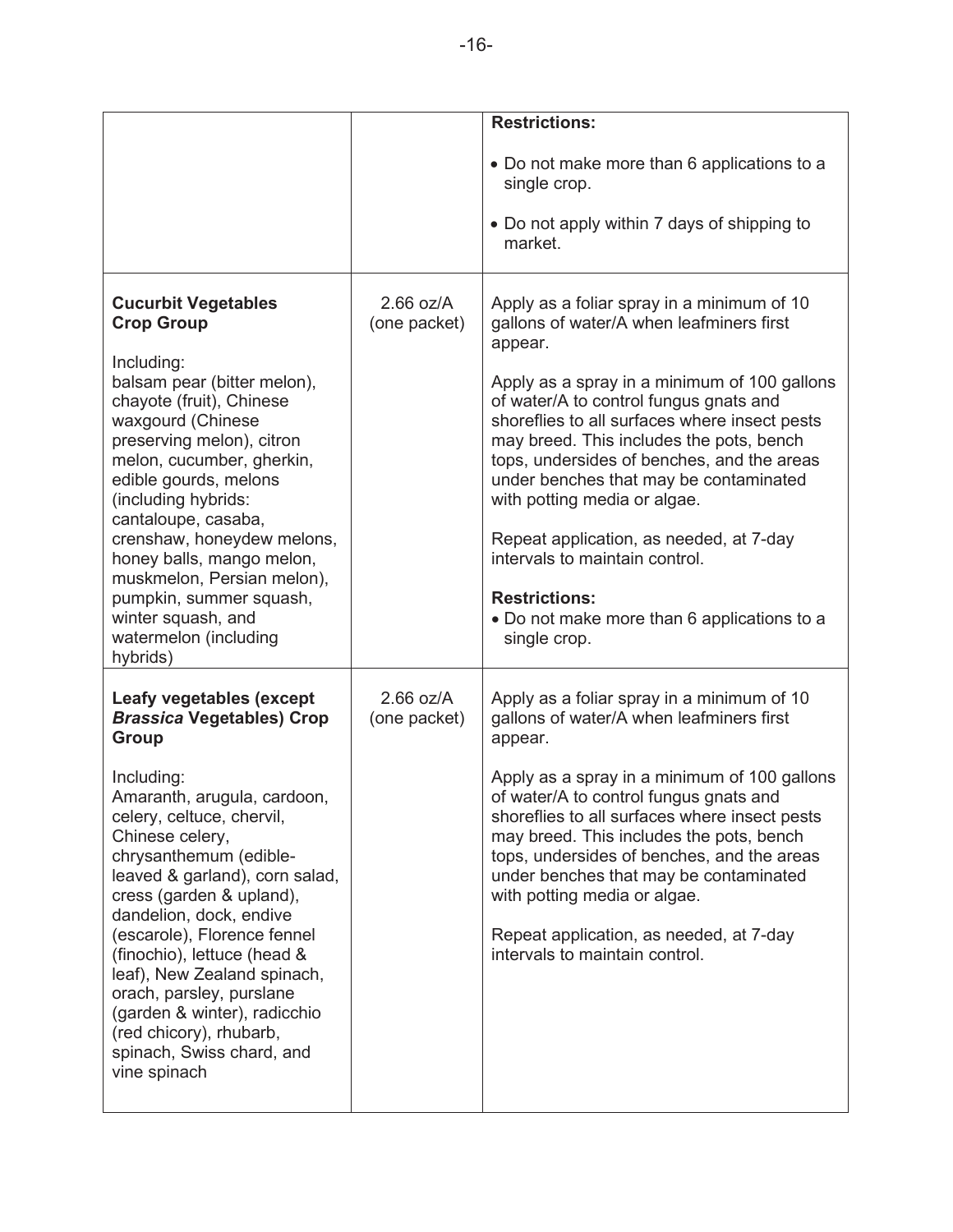| | | |
|---|---|---|
| | | **Restrictions:**<br><br>• Do not make more than 6 applications to a single crop.<br><br>• Do not apply within 7 days of shipping to market. |
| **Cucurbit Vegetables Crop Group**<br><br>Including:<br>balsam pear (bitter melon), chayote (fruit), Chinese waxgourd (Chinese preserving melon), citron melon, cucumber, gherkin, edible gourds, melons (including hybrids: cantaloupe, casaba, crenshaw, honeydew melons, honey balls, mango melon, muskmelon, Persian melon), pumpkin, summer squash, winter squash, and watermelon (including hybrids) | 2.66 oz/A (one packet) | Apply as a foliar spray in a minimum of 10 gallons of water/A when leafminers first appear.<br><br>Apply as a spray in a minimum of 100 gallons of water/A to control fungus gnats and shoreflies to all surfaces where insect pests may breed. This includes the pots, bench tops, undersides of benches, and the areas under benches that may be contaminated with potting media or algae.<br><br>Repeat application, as needed, at 7-day intervals to maintain control.<br><br>**Restrictions:**<br>• Do not make more than 6 applications to a single crop. |
| **Leafy vegetables (except *Brassica* Vegetables) Crop Group**<br><br>Including:<br>Amaranth, arugula, cardoon, celery, celtuce, chervil, Chinese celery, chrysanthemum (edible-leaved & garland), corn salad, cress (garden & upland), dandelion, dock, endive (escarole), Florence fennel (finochio), lettuce (head & leaf), New Zealand spinach, orach, parsley, purslane (garden & winter), radicchio (red chicory), rhubarb, spinach, Swiss chard, and vine spinach | 2.66 oz/A (one packet) | Apply as a foliar spray in a minimum of 10 gallons of water/A when leafminers first appear.<br><br>Apply as a spray in a minimum of 100 gallons of water/A to control fungus gnats and shoreflies to all surfaces where insect pests may breed. This includes the pots, bench tops, undersides of benches, and the areas under benches that may be contaminated with potting media or algae.<br><br>Repeat application, as needed, at 7-day intervals to maintain control. |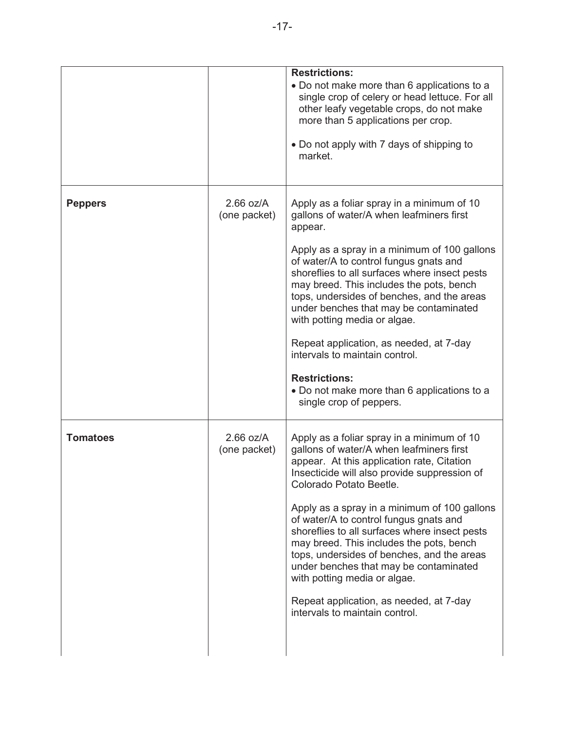| | | |
|---|---|---|
| | | **Restrictions:**<br>• Do not make more than 6 applications to a single crop of celery or head lettuce. For all other leafy vegetable crops, do not make more than 5 applications per crop.<br><br>• Do not apply with 7 days of shipping to market. |
| **Peppers** | 2.66 oz/A (one packet) | Apply as a foliar spray in a minimum of 10 gallons of water/A when leafminers first appear.<br><br>Apply as a spray in a minimum of 100 gallons of water/A to control fungus gnats and shoreflies to all surfaces where insect pests may breed. This includes the pots, bench tops, undersides of benches, and the areas under benches that may be contaminated with potting media or algae.<br><br>Repeat application, as needed, at 7-day intervals to maintain control.<br><br>**Restrictions:**<br>• Do not make more than 6 applications to a single crop of peppers. |
| **Tomatoes** | 2.66 oz/A (one packet) | Apply as a foliar spray in a minimum of 10 gallons of water/A when leafminers first appear. At this application rate, Citation Insecticide will also provide suppression of Colorado Potato Beetle.<br><br>Apply as a spray in a minimum of 100 gallons of water/A to control fungus gnats and shoreflies to all surfaces where insect pests may breed. This includes the pots, bench tops, undersides of benches, and the areas under benches that may be contaminated with potting media or algae.<br><br>Repeat application, as needed, at 7-day intervals to maintain control. |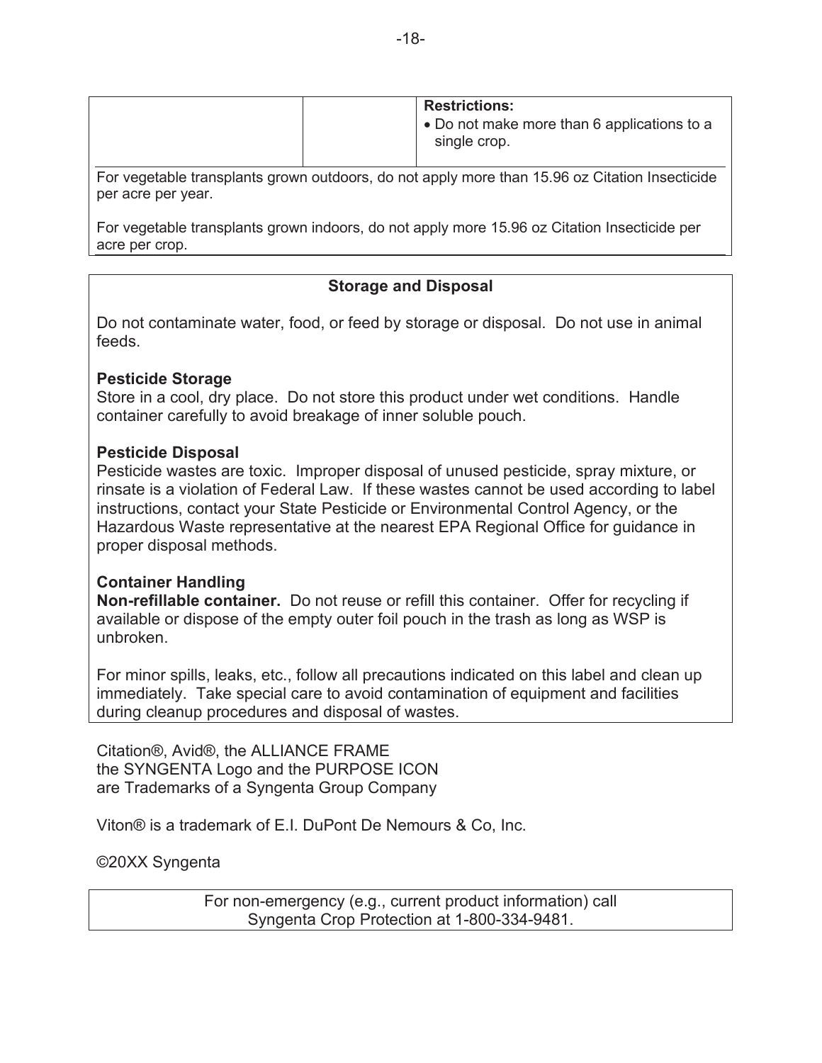| | | **Restrictions:**<br>• Do not make more than 6 applications to a single crop. |
|---|---|---|

For vegetable transplants grown outdoors, do not apply more than 15.96 oz Citation Insecticide per acre per year.

For vegetable transplants grown indoors, do not apply more 15.96 oz Citation Insecticide per acre per crop.

## Storage and Disposal

Do not contaminate water, food, or feed by storage or disposal. Do not use in animal feeds.

**Pesticide Storage**
Store in a cool, dry place. Do not store this product under wet conditions. Handle container carefully to avoid breakage of inner soluble pouch.

**Pesticide Disposal**
Pesticide wastes are toxic. Improper disposal of unused pesticide, spray mixture, or rinsate is a violation of Federal Law. If these wastes cannot be used according to label instructions, contact your State Pesticide or Environmental Control Agency, or the Hazardous Waste representative at the nearest EPA Regional Office for guidance in proper disposal methods.

**Container Handling**
**Non-refillable container.** Do not reuse or refill this container. Offer for recycling if available or dispose of the empty outer foil pouch in the trash as long as WSP is unbroken.

For minor spills, leaks, etc., follow all precautions indicated on this label and clean up immediately. Take special care to avoid contamination of equipment and facilities during cleanup procedures and disposal of wastes.

Citation®, Avid®, the ALLIANCE FRAME
the SYNGENTA Logo and the PURPOSE ICON
are Trademarks of a Syngenta Group Company

Viton® is a trademark of E.I. DuPont De Nemours & Co, Inc.

©20XX Syngenta

For non-emergency (e.g., current product information) call
Syngenta Crop Protection at 1-800-334-9481.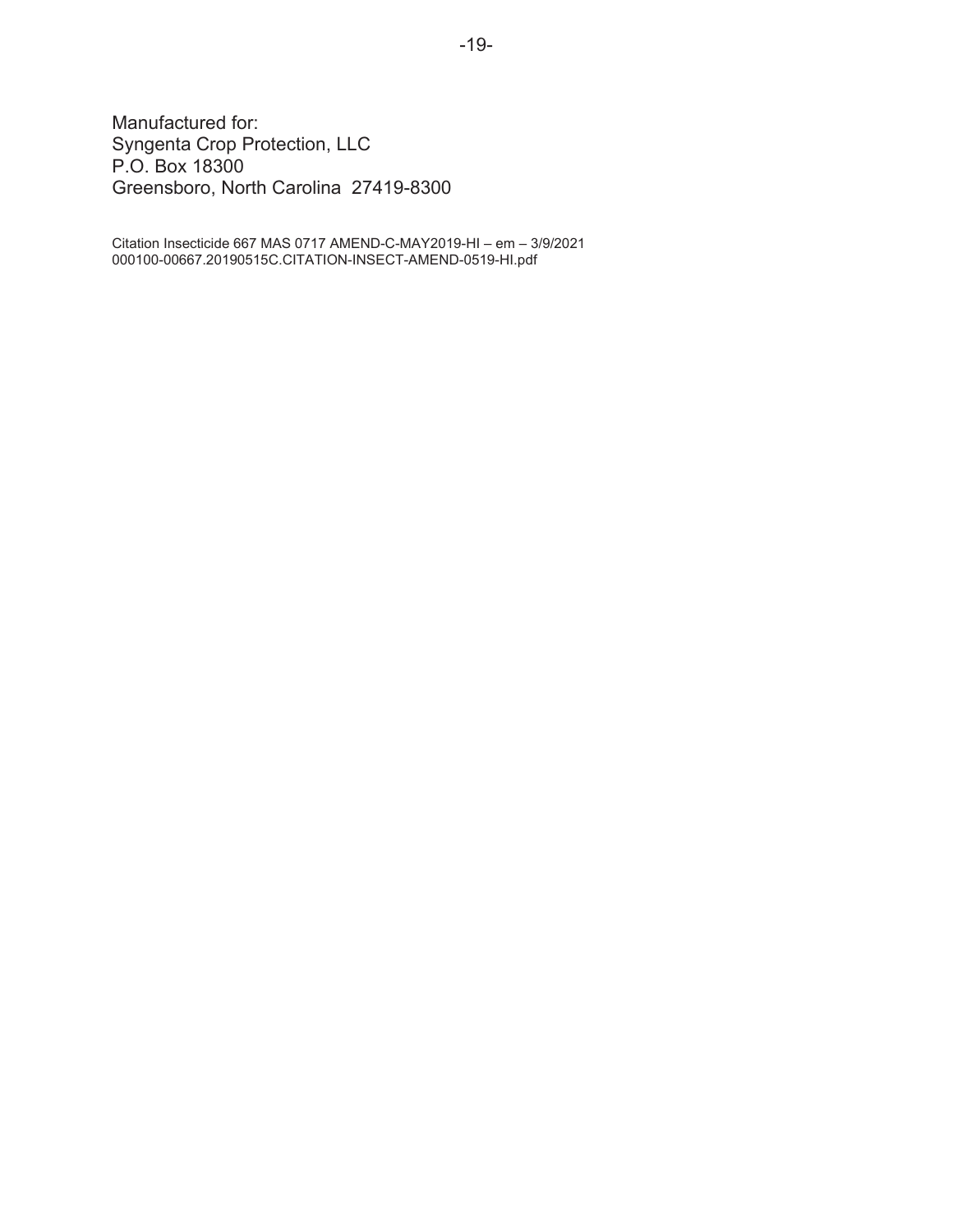Manufactured for:
Syngenta Crop Protection, LLC
P.O. Box 18300
Greensboro, North Carolina 27419-8300

Citation Insecticide 667 MAS 0717 AMEND-C-MAY2019-HI – em – 3/9/2021
000100-00667.20190515C.CITATION-INSECT-AMEND-0519-HI.pdf